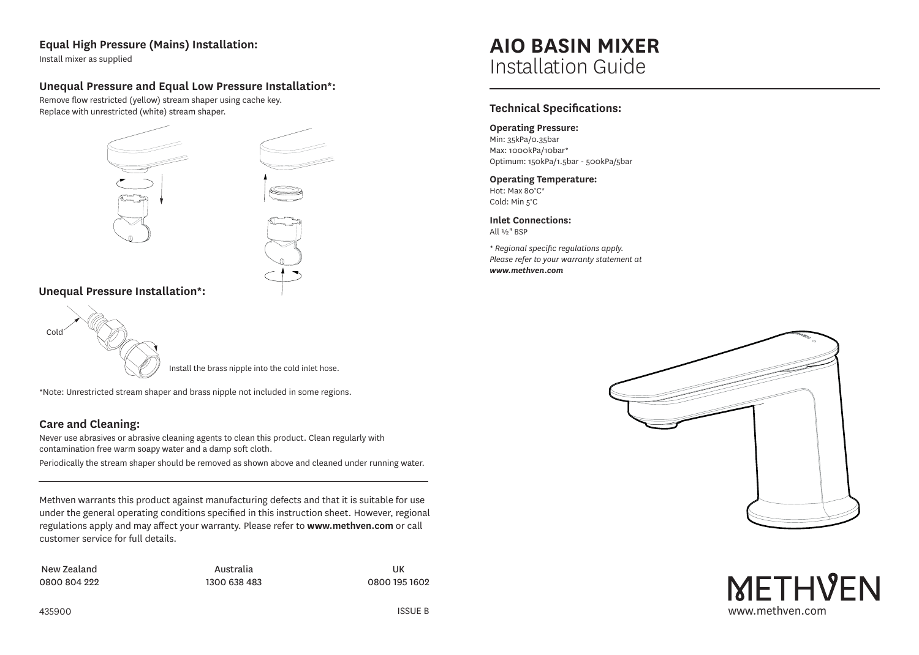# AIO BASIN MIXER
## Installation Guide

### Technical Specifications:

**Operating Pressure:**
Min: 35kPa/0.35bar
Max: 1000kPa/10bar*
Optimum: 150kPa/1.5bar - 500kPa/5bar

**Operating Temperature:**
Hot: Max 80°C*
Cold: Min 5°C

**Inlet Connections:**
All ½" BSP

*\* Regional specific regulations apply.*
*Please refer to your warranty statement at* ***www.methven.com***

### Equal High Pressure (Mains) Installation:

Install mixer as supplied

### Unequal Pressure and Equal Low Pressure Installation*:

Remove flow restricted (yellow) stream shaper using cache key.
Replace with unrestricted (white) stream shaper.

### Unequal Pressure Installation*:

Cold

Install the brass nipple into the cold inlet hose.

*Note: Unrestricted stream shaper and brass nipple not included in some regions.

### Care and Cleaning:

Never use abrasives or abrasive cleaning agents to clean this product. Clean regularly with contamination free warm soapy water and a damp soft cloth.

Periodically the stream shaper should be removed as shown above and cleaned under running water.

---

Methven warrants this product against manufacturing defects and that it is suitable for use under the general operating conditions specified in this instruction sheet. However, regional regulations apply and may affect your warranty. Please refer to **www.methven.com** or call customer service for full details.

| New Zealand | Australia | UK |
|---|---|---|
| 0800 804 222 | 1300 638 483 | 0800 195 1602 |

435900

ISSUE B

METHVEN
www.methven.com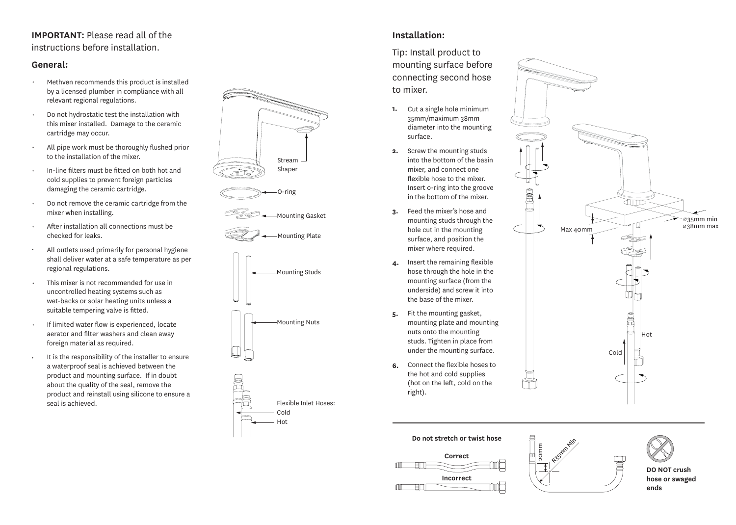**IMPORTANT:** Please read all of the instructions before installation.

## General:

- Methven recommends this product is installed by a licensed plumber in compliance with all relevant regional regulations.
- Do not hydrostatic test the installation with this mixer installed. Damage to the ceramic cartridge may occur.
- All pipe work must be thoroughly flushed prior to the installation of the mixer.
- In-line filters must be fitted on both hot and cold supplies to prevent foreign particles damaging the ceramic cartridge.
- Do not remove the ceramic cartridge from the mixer when installing.
- After installation all connections must be checked for leaks.
- All outlets used primarily for personal hygiene shall deliver water at a safe temperature as per regional regulations.
- This mixer is not recommended for use in uncontrolled heating systems such as wet-backs or solar heating units unless a suitable tempering valve is fitted.
- If limited water flow is experienced, locate aerator and filter washers and clean away foreign material as required.
- It is the responsibility of the installer to ensure a waterproof seal is achieved between the product and mounting surface. If in doubt about the quality of the seal, remove the product and reinstall using silicone to ensure a seal is achieved.

Stream Shaper

O-ring

Mounting Gasket

Mounting Plate

Mounting Studs

Mounting Nuts

Flexible Inlet Hoses:
Cold
Hot

## Installation:

Tip: Install product to mounting surface before connecting second hose to mixer.

1. Cut a single hole minimum 35mm/maximum 38mm diameter into the mounting surface.
2. Screw the mounting studs into the bottom of the basin mixer, and connect one flexible hose to the mixer. Insert o-ring into the groove in the bottom of the mixer.
3. Feed the mixer's hose and mounting studs through the hole cut in the mounting surface, and position the mixer where required.
4. Insert the remaining flexible hose through the hole in the mounting surface (from the underside) and screw it into the base of the mixer.
5. Fit the mounting gasket, mounting plate and mounting nuts onto the mounting studs. Tighten in place from under the mounting surface.
6. Connect the flexible hoses to the hot and cold supplies (hot on the left, cold on the right).

Max 40mm

⌀35mm min
⌀38mm max

Hot

Cold

**Do not stretch or twist hose**

**Correct**

**Incorrect**

20mm

R35mm Min

**DO NOT crush hose or swaged ends**